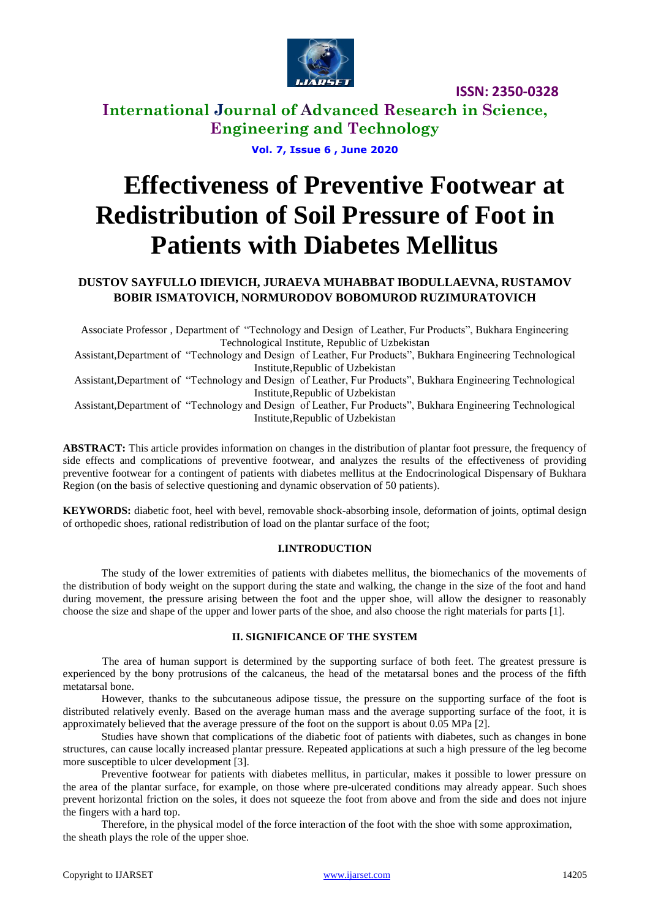# Effectiveness of Preventive Footwear at Redistribution of Soil Pressure of Foot in Patients with Diabetes Mellitus

**DUSTOV SAYFULLO IDIEVICH, JURAEVA MUHABBAT IBODULLAEVNA, RUSTAMOV BOBIR ISMATOVICH, NORMURODOV BOBOMUROD RUZIMURATOVICH**

Associate Professor , Department of "Technology and Design of Leather, Fur Products", Bukhara Engineering Technological Institute, Republic of Uzbekistan

Assistant,Department of "Technology and Design of Leather, Fur Products", Bukhara Engineering Technological Institute,Republic of Uzbekistan

Assistant,Department of "Technology and Design of Leather, Fur Products", Bukhara Engineering Technological Institute,Republic of Uzbekistan

Assistant,Department of "Technology and Design of Leather, Fur Products", Bukhara Engineering Technological Institute,Republic of Uzbekistan

**ABSTRACT:** This article provides information on changes in the distribution of plantar foot pressure, the frequency of side effects and complications of preventive footwear, and analyzes the results of the effectiveness of providing preventive footwear for a contingent of patients with diabetes mellitus at the Endocrinological Dispensary of Bukhara Region (on the basis of selective questioning and dynamic observation of 50 patients).

**KEYWORDS:** diabetic foot, heel with bevel, removable shock-absorbing insole, deformation of joints, optimal design of orthopedic shoes, rational redistribution of load on the plantar surface of the foot;

## I.INTRODUCTION

The study of the lower extremities of patients with diabetes mellitus, the biomechanics of the movements of the distribution of body weight on the support during the state and walking, the change in the size of the foot and hand during movement, the pressure arising between the foot and the upper shoe, will allow the designer to reasonably choose the size and shape of the upper and lower parts of the shoe, and also choose the right materials for parts [1].

## II. SIGNIFICANCE OF THE SYSTEM

The area of human support is determined by the supporting surface of both feet. The greatest pressure is experienced by the bony protrusions of the calcaneus, the head of the metatarsal bones and the process of the fifth metatarsal bone.

However, thanks to the subcutaneous adipose tissue, the pressure on the supporting surface of the foot is distributed relatively evenly. Based on the average human mass and the average supporting surface of the foot, it is approximately believed that the average pressure of the foot on the support is about 0.05 MPa [2].

Studies have shown that complications of the diabetic foot of patients with diabetes, such as changes in bone structures, can cause locally increased plantar pressure. Repeated applications at such a high pressure of the leg become more susceptible to ulcer development [3].

Preventive footwear for patients with diabetes mellitus, in particular, makes it possible to lower pressure on the area of the plantar surface, for example, on those where pre-ulcerated conditions may already appear. Such shoes prevent horizontal friction on the soles, it does not squeeze the foot from above and from the side and does not injure the fingers with a hard top.

Therefore, in the physical model of the force interaction of the foot with the shoe with some approximation, the sheath plays the role of the upper shoe.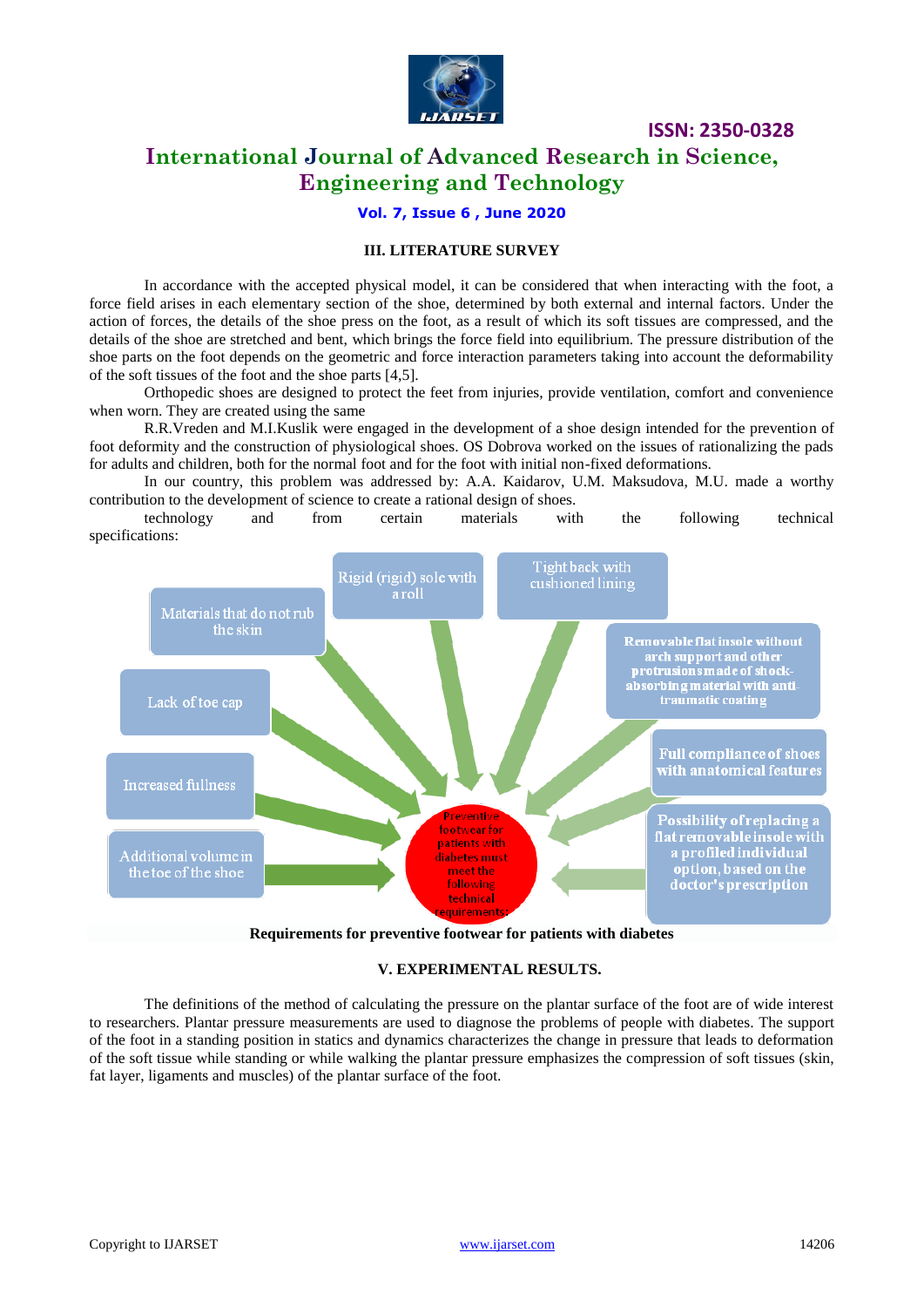### III. LITERATURE SURVEY

In accordance with the accepted physical model, it can be considered that when interacting with the foot, a force field arises in each elementary section of the shoe, determined by both external and internal factors. Under the action of forces, the details of the shoe press on the foot, as a result of which its soft tissues are compressed, and the details of the shoe are stretched and bent, which brings the force field into equilibrium. The pressure distribution of the shoe parts on the foot depends on the geometric and force interaction parameters taking into account the deformability of the soft tissues of the foot and the shoe parts [4,5].

Orthopedic shoes are designed to protect the feet from injuries, provide ventilation, comfort and convenience when worn. They are created using the same

R.R.Vreden and M.I.Kuslik were engaged in the development of a shoe design intended for the prevention of foot deformity and the construction of physiological shoes. OS Dobrova worked on the issues of rationalizing the pads for adults and children, both for the normal foot and for the foot with initial non-fixed deformations.

In our country, this problem was addressed by: A.A. Kaidarov, U.M. Maksudova, M.U. made a worthy contribution to the development of science to create a rational design of shoes.

technology and from certain materials with the following technical specifications:

Preventive footwear for patients with diabetes must meet the following technical requirements:

- Materials that do not rub the skin
- Rigid (rigid) sole with a roll
- Tight back with cushioned lining
- Removable flat insole without arch support and other protrusions made of shock-absorbing material with anti-traumatic coating
- Lack of toe cap
- Full compliance of shoes with anatomical features
- Increased fullness
- Possibility of replacing a flat removable insole with a profiled individual option, based on the doctor's prescription
- Additional volume in the toe of the shoe

**Requirements for preventive footwear for patients with diabetes**

### V. EXPERIMENTAL RESULTS.

The definitions of the method of calculating the pressure on the plantar surface of the foot are of wide interest to researchers. Plantar pressure measurements are used to diagnose the problems of people with diabetes. The support of the foot in a standing position in statics and dynamics characterizes the change in pressure that leads to deformation of the soft tissue while standing or while walking the plantar pressure emphasizes the compression of soft tissues (skin, fat layer, ligaments and muscles) of the plantar surface of the foot.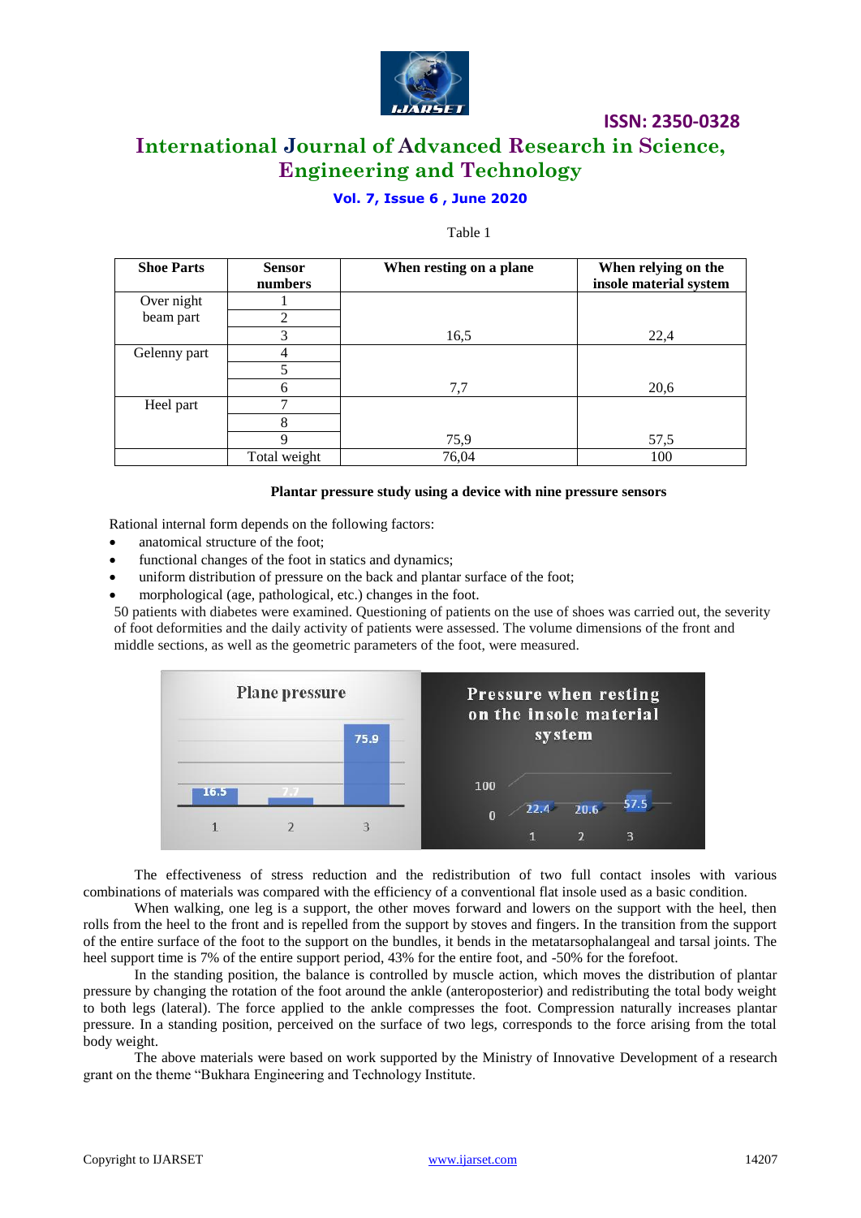Table 1

| Shoe Parts | Sensor numbers | When resting on a plane | When relying on the insole material system |
|---|---|---|---|
| Over night beam part | 1 | | |
| | 2 | | |
| | 3 | 16,5 | 22,4 |
| Gelenny part | 4 | | |
| | 5 | | |
| | 6 | 7,7 | 20,6 |
| Heel part | 7 | | |
| | 8 | | |
| | 9 | 75,9 | 57,5 |
| | Total weight | 76,04 | 100 |

**Plantar pressure study using a device with nine pressure sensors**

Rational internal form depends on the following factors:

- anatomical structure of the foot;
- functional changes of the foot in statics and dynamics;
- uniform distribution of pressure on the back and plantar surface of the foot;
- morphological (age, pathological, etc.) changes in the foot.

50 patients with diabetes were examined. Questioning of patients on the use of shoes was carried out, the severity of foot deformities and the daily activity of patients were assessed. The volume dimensions of the front and middle sections, as well as the geometric parameters of the foot, were measured.

The effectiveness of stress reduction and the redistribution of two full contact insoles with various combinations of materials was compared with the efficiency of a conventional flat insole used as a basic condition.

When walking, one leg is a support, the other moves forward and lowers on the support with the heel, then rolls from the heel to the front and is repelled from the support by stoves and fingers. In the transition from the support of the entire surface of the foot to the support on the bundles, it bends in the metatarsophalangeal and tarsal joints. The heel support time is 7% of the entire support period, 43% for the entire foot, and -50% for the forefoot.

In the standing position, the balance is controlled by muscle action, which moves the distribution of plantar pressure by changing the rotation of the foot around the ankle (anteroposterior) and redistributing the total body weight to both legs (lateral). The force applied to the ankle compresses the foot. Compression naturally increases plantar pressure. In a standing position, perceived on the surface of two legs, corresponds to the force arising from the total body weight.

The above materials were based on work supported by the Ministry of Innovative Development of a research grant on the theme "Bukhara Engineering and Technology Institute.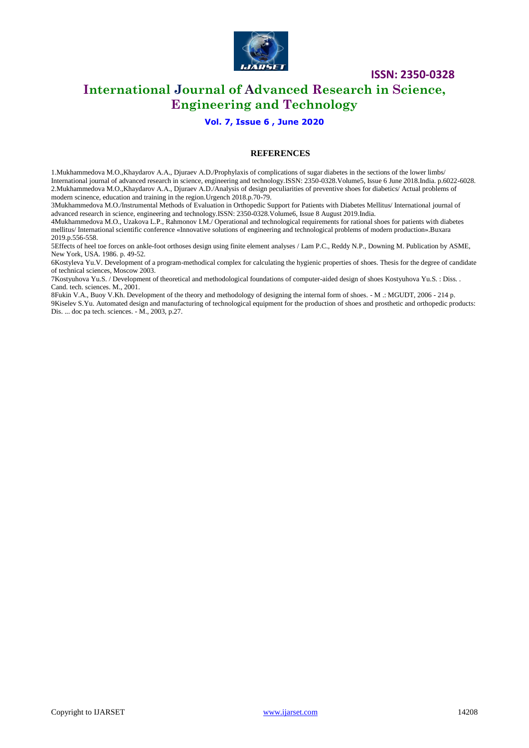## REFERENCES

1.Mukhammedova M.O.,Khaydarov A.A., Djuraev A.D./Prophylaxis of complications of sugar diabetes in the sections of the lower limbs/ International journal of advanced research in science, engineering and technology.ISSN: 2350-0328.Volume5, Issue 6 June 2018.India. p.6022-6028.
2.Mukhammedova M.O.,Khaydarov A.A., Djuraev A.D./Analysis of design peculiarities of preventive shoes for diabetics/ Actual problems of modern scinence, education and training in the region.Urgench 2018.p.70-79.
3Mukhammedova M.O./Instrumental Methods of Evaluation in Orthopedic Support for Patients with Diabetes Mellitus/ International journal of advanced research in science, engineering and technology.ISSN: 2350-0328.Volume6, Issue 8 August 2019.India.
4Mukhammedova M.O., Uzakova L.P., Rahmonov I.M./ Operational and technological requirements for rational shoes for patients with diabetes mellitus/ International scientific conference «Innovative solutions of engineering and technological problems of modern production».Buxara 2019.p.556-558.
5Effects of heel toe forces on ankle-foot orthoses design using finite element analyses / Lam P.C., Reddy N.P., Downing M. Publication by ASME, New York, USA. 1986. p. 49-52.
6Kostyleva Yu.V. Development of a program-methodical complex for calculating the hygienic properties of shoes. Thesis for the degree of candidate of technical sciences, Moscow 2003.
7Kostyuhova Yu.S. / Development of theoretical and methodological foundations of computer-aided design of shoes Kostyuhova Yu.S. : Diss. . Cand. tech. sciences. M., 2001.
8Fukin V.A., Buoy V.Kh. Development of the theory and methodology of designing the internal form of shoes. - M .: MGUDT, 2006 - 214 p.
9Kiselev S.Yu. Automated design and manufacturing of technological equipment for the production of shoes and prosthetic and orthopedic products: Dis. ... doc pa tech. sciences. - M., 2003, p.27.